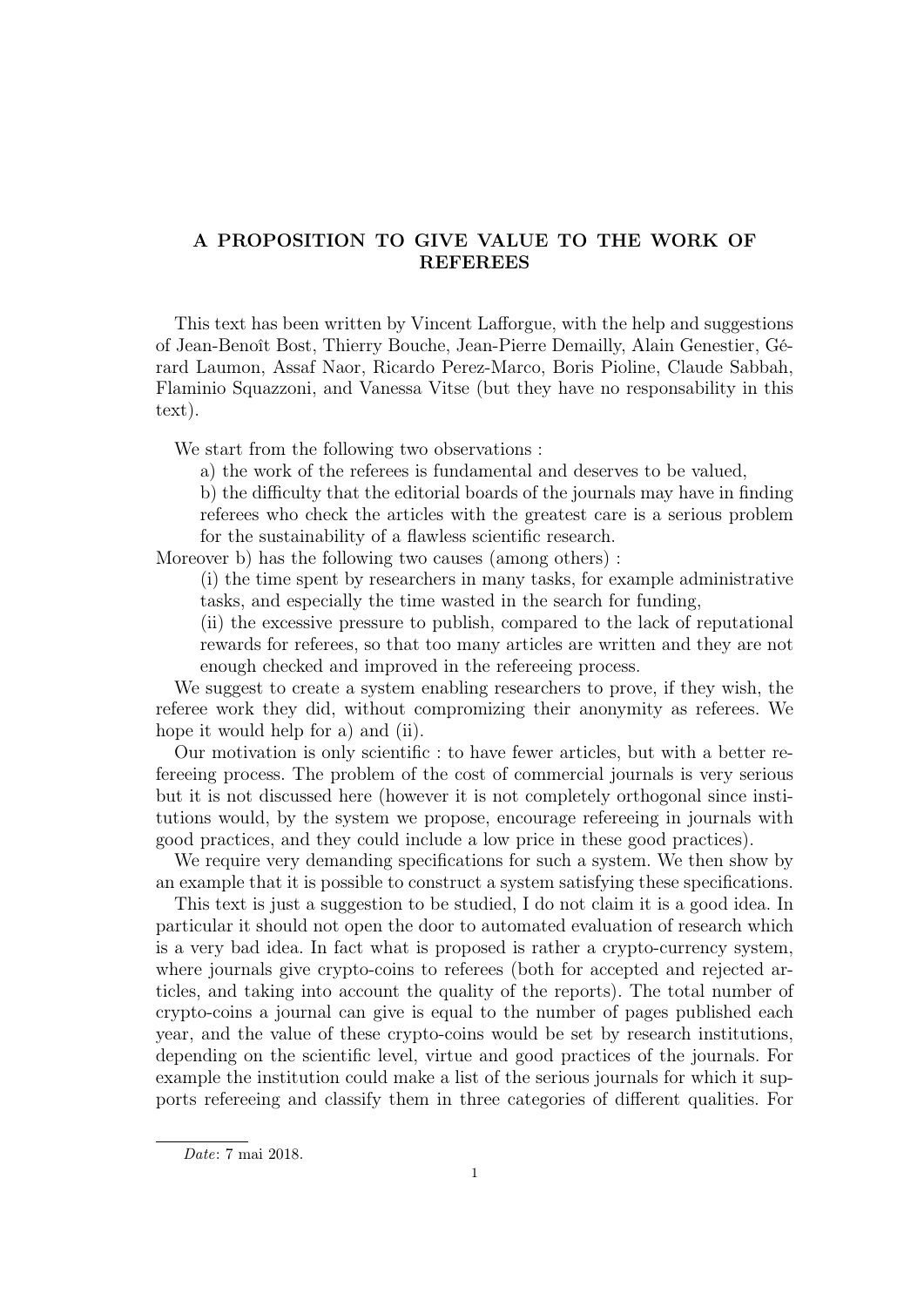# A PROPOSITION TO GIVE VALUE TO THE WORK OF REFEREES

This text has been written by Vincent Lafforgue, with the help and suggestions of Jean-Benoît Bost, Thierry Bouche, Jean-Pierre Demailly, Alain Genestier, Gérard Laumon, Assaf Naor, Ricardo Perez-Marco, Boris Pioline, Claude Sabbah, Flaminio Squazzoni, and Vanessa Vitse (but they have no responsability in this text).

We start from the following two observations :

a) the work of the referees is fundamental and deserves to be valued,

b) the difficulty that the editorial boards of the journals may have in finding referees who check the articles with the greatest care is a serious problem for the sustainability of a flawless scientific research.

Moreover b) has the following two causes (among others) :

(i) the time spent by researchers in many tasks, for example administrative tasks, and especially the time wasted in the search for funding,

(ii) the excessive pressure to publish, compared to the lack of reputational rewards for referees, so that too many articles are written and they are not enough checked and improved in the refereeing process.

We suggest to create a system enabling researchers to prove, if they wish, the referee work they did, without compromizing their anonymity as referees. We hope it would help for a) and (ii).

Our motivation is only scientific : to have fewer articles, but with a better refereeing process. The problem of the cost of commercial journals is very serious but it is not discussed here (however it is not completely orthogonal since institutions would, by the system we propose, encourage refereeing in journals with good practices, and they could include a low price in these good practices).

We require very demanding specifications for such a system. We then show by an example that it is possible to construct a system satisfying these specifications.

This text is just a suggestion to be studied, I do not claim it is a good idea. In particular it should not open the door to automated evaluation of research which is a very bad idea. In fact what is proposed is rather a crypto-currency system, where journals give crypto-coins to referees (both for accepted and rejected articles, and taking into account the quality of the reports). The total number of crypto-coins a journal can give is equal to the number of pages published each year, and the value of these crypto-coins would be set by research institutions, depending on the scientific level, virtue and good practices of the journals. For example the institution could make a list of the serious journals for which it supports refereeing and classify them in three categories of different qualities. For

*Date*: 7 mai 2018.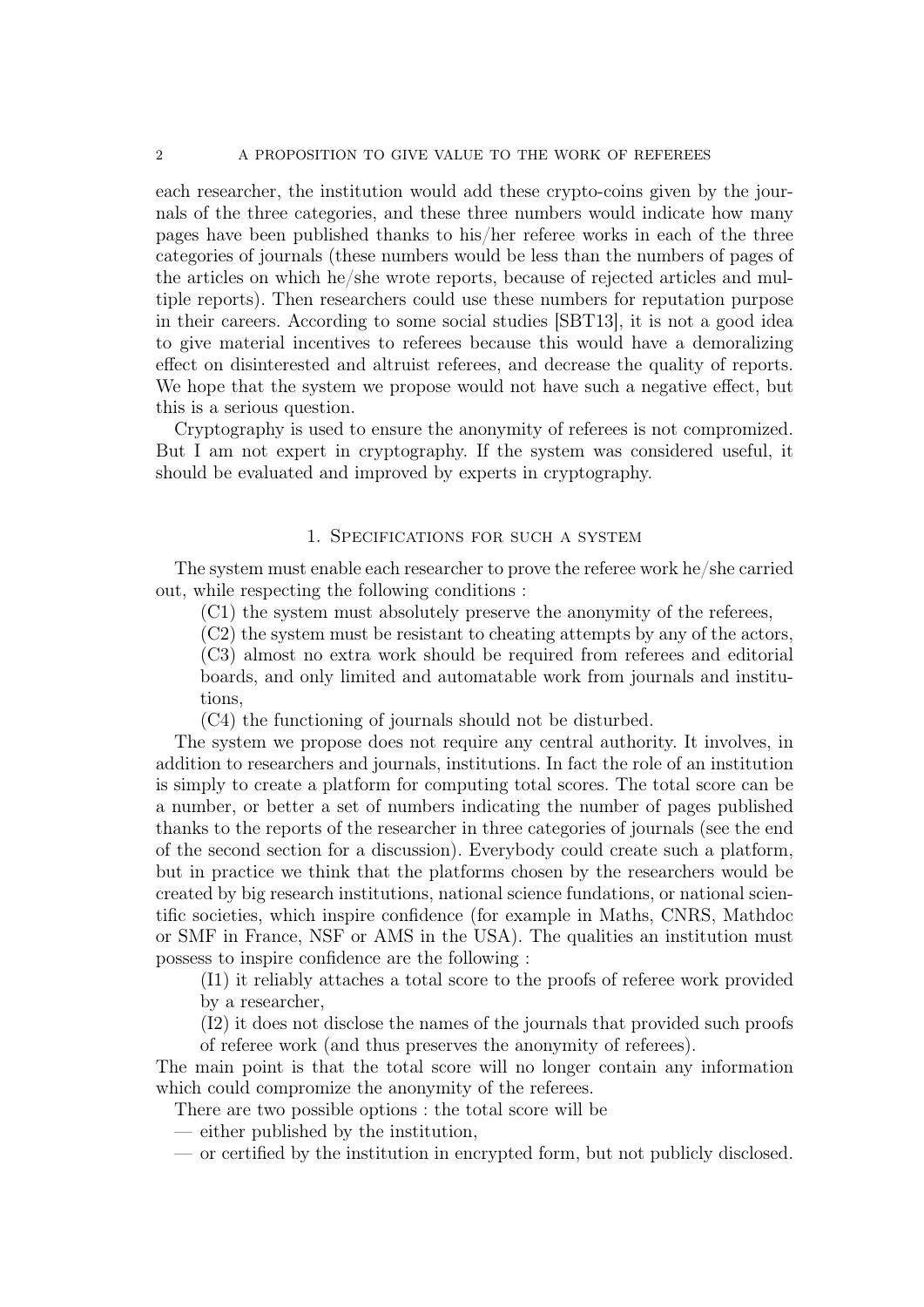each researcher, the institution would add these crypto-coins given by the journals of the three categories, and these three numbers would indicate how many pages have been published thanks to his/her referee works in each of the three categories of journals (these numbers would be less than the numbers of pages of the articles on which he/she wrote reports, because of rejected articles and multiple reports). Then researchers could use these numbers for reputation purpose in their careers. According to some social studies [SBT13], it is not a good idea to give material incentives to referees because this would have a demoralizing effect on disinterested and altruist referees, and decrease the quality of reports. We hope that the system we propose would not have such a negative effect, but this is a serious question.

Cryptography is used to ensure the anonymity of referees is not compromized. But I am not expert in cryptography. If the system was considered useful, it should be evaluated and improved by experts in cryptography.

## 1. Specifications for such a system

The system must enable each researcher to prove the referee work he/she carried out, while respecting the following conditions :

(C1) the system must absolutely preserve the anonymity of the referees,

(C2) the system must be resistant to cheating attempts by any of the actors,

(C3) almost no extra work should be required from referees and editorial boards, and only limited and automatable work from journals and institutions,

(C4) the functioning of journals should not be disturbed.

The system we propose does not require any central authority. It involves, in addition to researchers and journals, institutions. In fact the role of an institution is simply to create a platform for computing total scores. The total score can be a number, or better a set of numbers indicating the number of pages published thanks to the reports of the researcher in three categories of journals (see the end of the second section for a discussion). Everybody could create such a platform, but in practice we think that the platforms chosen by the researchers would be created by big research institutions, national science fundations, or national scientific societies, which inspire confidence (for example in Maths, CNRS, Mathdoc or SMF in France, NSF or AMS in the USA). The qualities an institution must possess to inspire confidence are the following :

(I1) it reliably attaches a total score to the proofs of referee work provided by a researcher,

(I2) it does not disclose the names of the journals that provided such proofs of referee work (and thus preserves the anonymity of referees).

The main point is that the total score will no longer contain any information which could compromize the anonymity of the referees.

There are two possible options : the total score will be

— either published by the institution,

— or certified by the institution in encrypted form, but not publicly disclosed.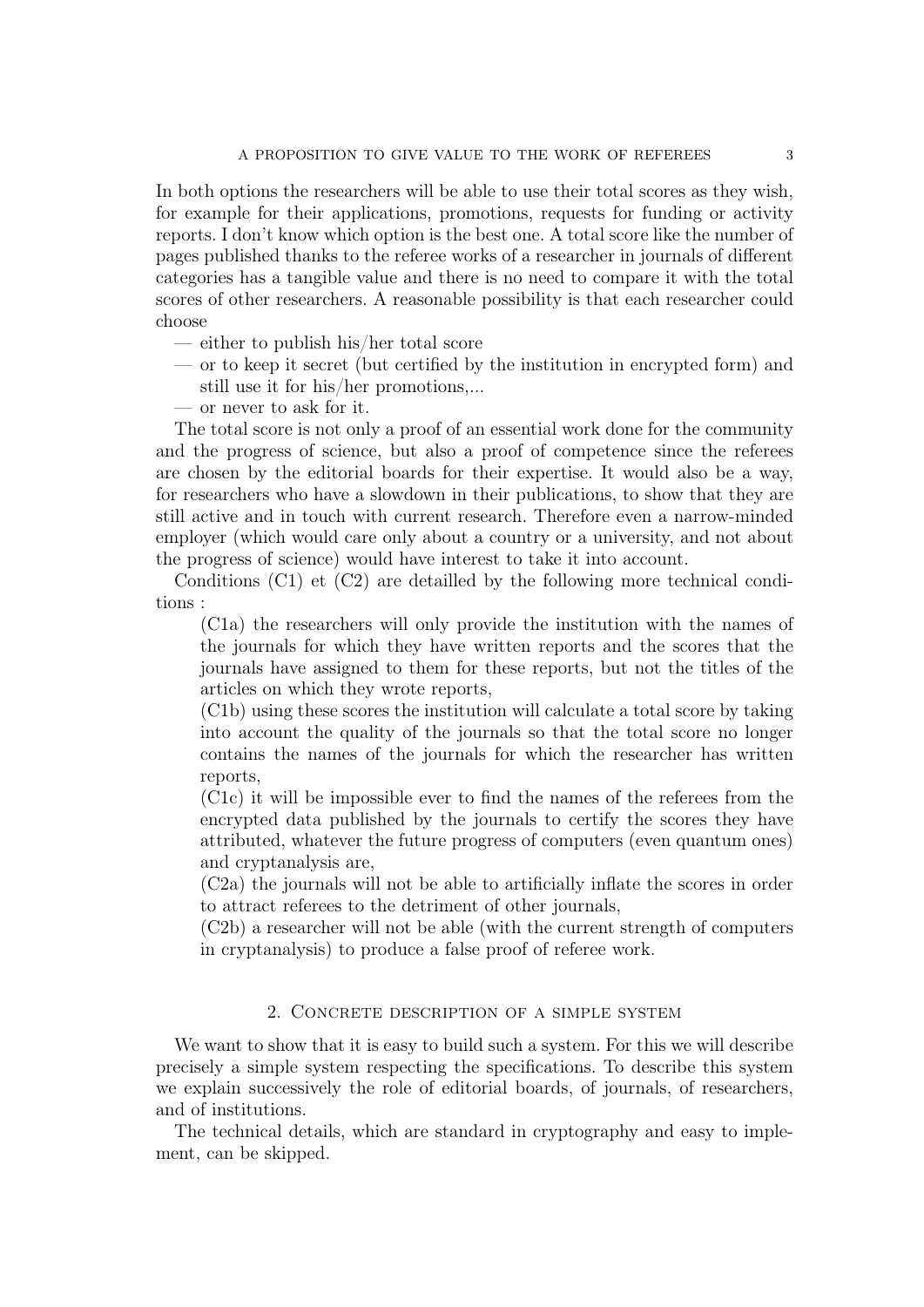In both options the researchers will be able to use their total scores as they wish, for example for their applications, promotions, requests for funding or activity reports. I don't know which option is the best one. A total score like the number of pages published thanks to the referee works of a researcher in journals of different categories has a tangible value and there is no need to compare it with the total scores of other researchers. A reasonable possibility is that each researcher could choose

— either to publish his/her total score
— or to keep it secret (but certified by the institution in encrypted form) and still use it for his/her promotions,...
— or never to ask for it.

The total score is not only a proof of an essential work done for the community and the progress of science, but also a proof of competence since the referees are chosen by the editorial boards for their expertise. It would also be a way, for researchers who have a slowdown in their publications, to show that they are still active and in touch with current research. Therefore even a narrow-minded employer (which would care only about a country or a university, and not about the progress of science) would have interest to take it into account.

Conditions (C1) et (C2) are detailled by the following more technical conditions :

(C1a) the researchers will only provide the institution with the names of the journals for which they have written reports and the scores that the journals have assigned to them for these reports, but not the titles of the articles on which they wrote reports,

(C1b) using these scores the institution will calculate a total score by taking into account the quality of the journals so that the total score no longer contains the names of the journals for which the researcher has written reports,

(C1c) it will be impossible ever to find the names of the referees from the encrypted data published by the journals to certify the scores they have attributed, whatever the future progress of computers (even quantum ones) and cryptanalysis are,

(C2a) the journals will not be able to artificially inflate the scores in order to attract referees to the detriment of other journals,

(C2b) a researcher will not be able (with the current strength of computers in cryptanalysis) to produce a false proof of referee work.

## 2. Concrete description of a simple system

We want to show that it is easy to build such a system. For this we will describe precisely a simple system respecting the specifications. To describe this system we explain successively the role of editorial boards, of journals, of researchers, and of institutions.

The technical details, which are standard in cryptography and easy to implement, can be skipped.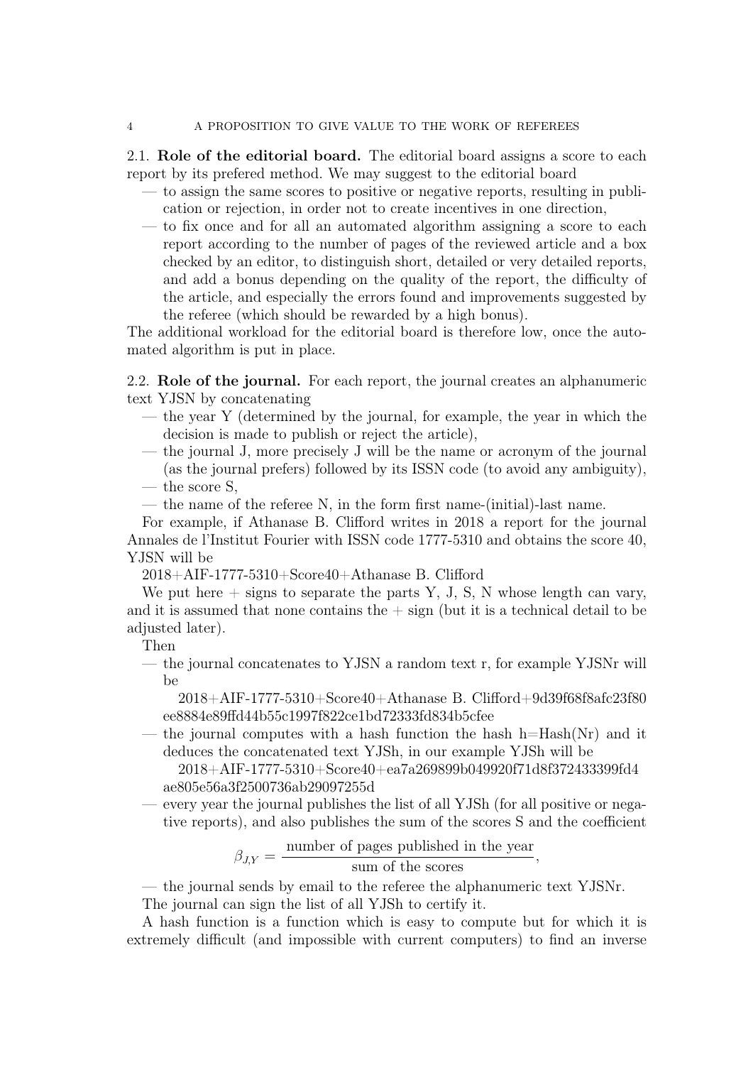2.1. **Role of the editorial board.** The editorial board assigns a score to each report by its prefered method. We may suggest to the editorial board

— to assign the same scores to positive or negative reports, resulting in publication or rejection, in order not to create incentives in one direction,

— to fix once and for all an automated algorithm assigning a score to each report according to the number of pages of the reviewed article and a box checked by an editor, to distinguish short, detailed or very detailed reports, and add a bonus depending on the quality of the report, the difficulty of the article, and especially the errors found and improvements suggested by the referee (which should be rewarded by a high bonus).

The additional workload for the editorial board is therefore low, once the automated algorithm is put in place.

2.2. **Role of the journal.** For each report, the journal creates an alphanumeric text YJSN by concatenating

— the year Y (determined by the journal, for example, the year in which the decision is made to publish or reject the article),

— the journal J, more precisely J will be the name or acronym of the journal (as the journal prefers) followed by its ISSN code (to avoid any ambiguity),

— the score S,

— the name of the referee N, in the form first name-(initial)-last name.

For example, if Athanase B. Clifford writes in 2018 a report for the journal Annales de l'Institut Fourier with ISSN code 1777-5310 and obtains the score 40, YJSN will be

2018+AIF-1777-5310+Score40+Athanase B. Clifford

We put here + signs to separate the parts Y, J, S, N whose length can vary, and it is assumed that none contains the + sign (but it is a technical detail to be adjusted later).

Then

— the journal concatenates to YJSN a random text r, for example YJSNr will be

2018+AIF-1777-5310+Score40+Athanase B. Clifford+9d39f68f8afc23f80 ee8884e89ffd44b55c1997f822ce1bd72333fd834b5cfee

— the journal computes with a hash function the hash h=Hash(Nr) and it deduces the concatenated text YJSh, in our example YJSh will be

2018+AIF-1777-5310+Score40+ea7a269899b049920f71d8f372433399fd4 ae805e56a3f2500736ab29097255d

— every year the journal publishes the list of all YJSh (for all positive or negative reports), and also publishes the sum of the scores S and the coefficient

$$\beta_{J,Y} = \frac{\text{number of pages published in the year}}{\text{sum of the scores}},$$

— the journal sends by email to the referee the alphanumeric text YJSNr.

The journal can sign the list of all YJSh to certify it.

A hash function is a function which is easy to compute but for which it is extremely difficult (and impossible with current computers) to find an inverse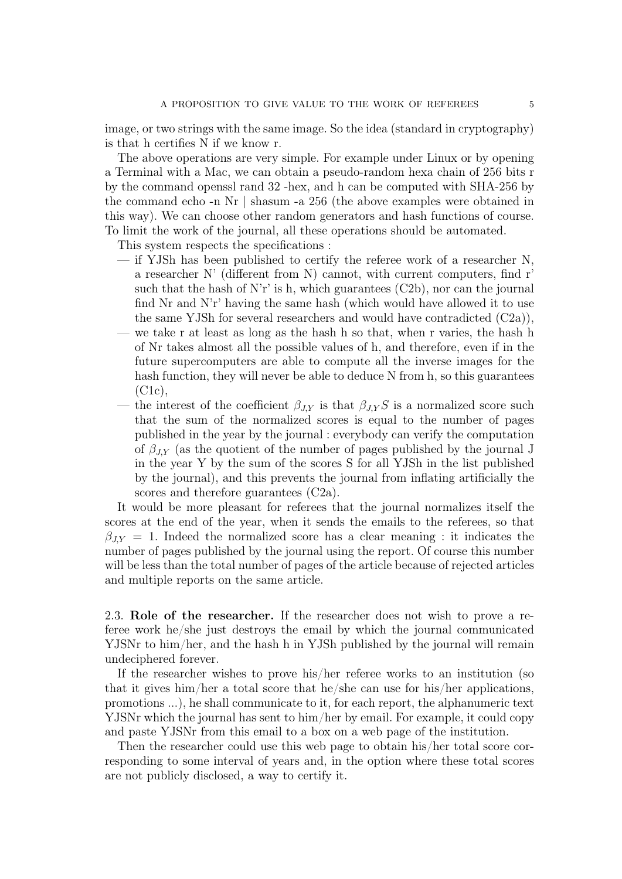image, or two strings with the same image. So the idea (standard in cryptography) is that h certifies N if we know r.

The above operations are very simple. For example under Linux or by opening a Terminal with a Mac, we can obtain a pseudo-random hexa chain of 256 bits r by the command openssl rand 32 -hex, and h can be computed with SHA-256 by the command echo -n Nr | shasum -a 256 (the above examples were obtained in this way). We can choose other random generators and hash functions of course. To limit the work of the journal, all these operations should be automated.

This system respects the specifications :

- if YJSh has been published to certify the referee work of a researcher N, a researcher N' (different from N) cannot, with current computers, find r' such that the hash of N'r' is h, which guarantees (C2b), nor can the journal find Nr and N'r' having the same hash (which would have allowed it to use the same YJSh for several researchers and would have contradicted (C2a)),
- we take r at least as long as the hash h so that, when r varies, the hash h of Nr takes almost all the possible values of h, and therefore, even if in the future supercomputers are able to compute all the inverse images for the hash function, they will never be able to deduce N from h, so this guarantees (C1c),
- the interest of the coefficient $\beta_{J,Y}$ is that $\beta_{J,Y}S$ is a normalized score such that the sum of the normalized scores is equal to the number of pages published in the year by the journal : everybody can verify the computation of $\beta_{J,Y}$ (as the quotient of the number of pages published by the journal J in the year Y by the sum of the scores S for all YJSh in the list published by the journal), and this prevents the journal from inflating artificially the scores and therefore guarantees (C2a).

It would be more pleasant for referees that the journal normalizes itself the scores at the end of the year, when it sends the emails to the referees, so that $\beta_{J,Y} = 1$. Indeed the normalized score has a clear meaning : it indicates the number of pages published by the journal using the report. Of course this number will be less than the total number of pages of the article because of rejected articles and multiple reports on the same article.

### 2.3. Role of the researcher.

If the researcher does not wish to prove a referee work he/she just destroys the email by which the journal communicated YJSNr to him/her, and the hash h in YJSh published by the journal will remain undeciphered forever.

If the researcher wishes to prove his/her referee works to an institution (so that it gives him/her a total score that he/she can use for his/her applications, promotions ...), he shall communicate to it, for each report, the alphanumeric text YJSNr which the journal has sent to him/her by email. For example, it could copy and paste YJSNr from this email to a box on a web page of the institution.

Then the researcher could use this web page to obtain his/her total score corresponding to some interval of years and, in the option where these total scores are not publicly disclosed, a way to certify it.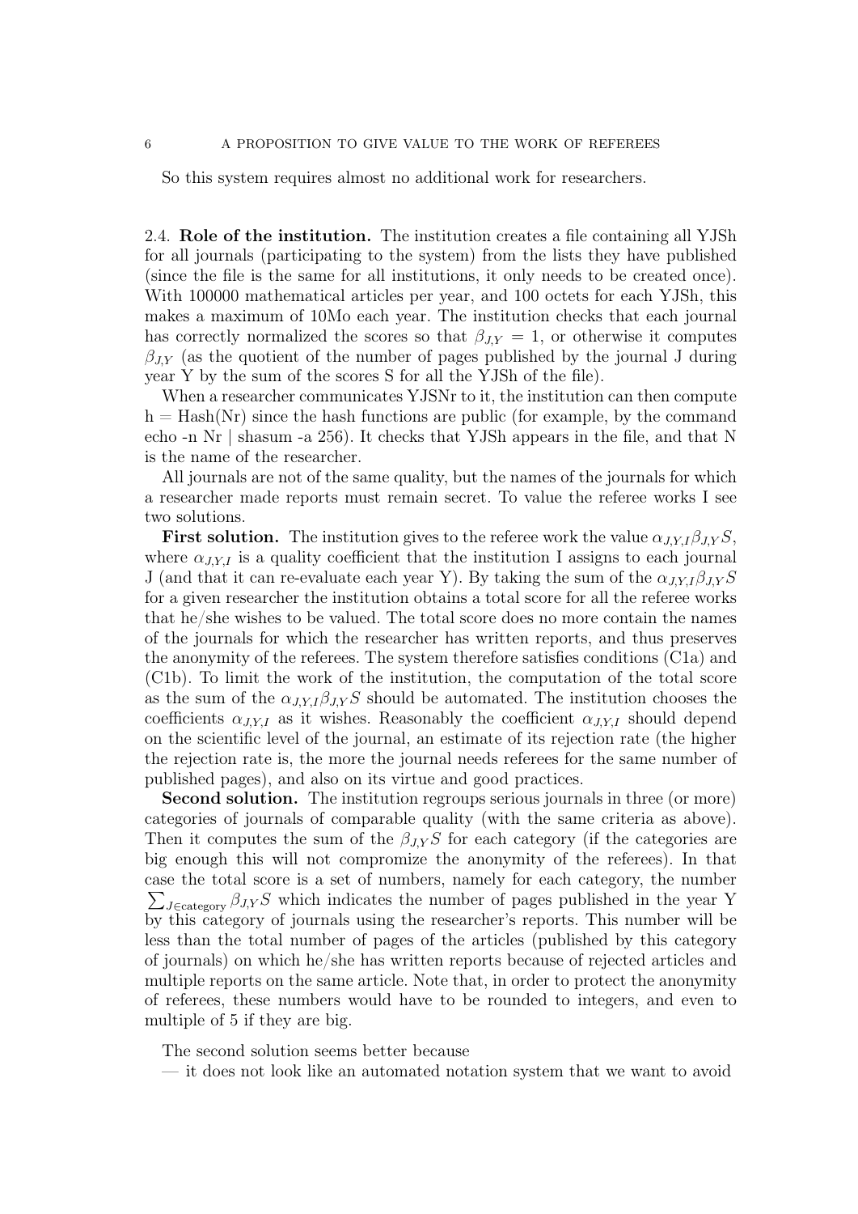So this system requires almost no additional work for researchers.

### 2.4. Role of the institution.

The institution creates a file containing all YJSh for all journals (participating to the system) from the lists they have published (since the file is the same for all institutions, it only needs to be created once). With 100000 mathematical articles per year, and 100 octets for each YJSh, this makes a maximum of 10Mo each year. The institution checks that each journal has correctly normalized the scores so that $\beta_{J,Y} = 1$, or otherwise it computes $\beta_{J,Y}$ (as the quotient of the number of pages published by the journal J during year Y by the sum of the scores S for all the YJSh of the file).

When a researcher communicates YJSNr to it, the institution can then compute h = Hash(Nr) since the hash functions are public (for example, by the command echo -n Nr | shasum -a 256). It checks that YJSh appears in the file, and that N is the name of the researcher.

All journals are not of the same quality, but the names of the journals for which a researcher made reports must remain secret. To value the referee works I see two solutions.

**First solution.** The institution gives to the referee work the value $\alpha_{J,Y,I}\beta_{J,Y}S$, where $\alpha_{J,Y,I}$ is a quality coefficient that the institution I assigns to each journal J (and that it can re-evaluate each year Y). By taking the sum of the $\alpha_{J,Y,I}\beta_{J,Y}S$ for a given researcher the institution obtains a total score for all the referee works that he/she wishes to be valued. The total score does no more contain the names of the journals for which the researcher has written reports, and thus preserves the anonymity of the referees. The system therefore satisfies conditions (C1a) and (C1b). To limit the work of the institution, the computation of the total score as the sum of the $\alpha_{J,Y,I}\beta_{J,Y}S$ should be automated. The institution chooses the coefficients $\alpha_{J,Y,I}$ as it wishes. Reasonably the coefficient $\alpha_{J,Y,I}$ should depend on the scientific level of the journal, an estimate of its rejection rate (the higher the rejection rate is, the more the journal needs referees for the same number of published pages), and also on its virtue and good practices.

**Second solution.** The institution regroups serious journals in three (or more) categories of journals of comparable quality (with the same criteria as above). Then it computes the sum of the $\beta_{J,Y}S$ for each category (if the categories are big enough this will not compromize the anonymity of the referees). In that case the total score is a set of numbers, namely for each category, the number $\sum_{J\in\text{category}} \beta_{J,Y}S$ which indicates the number of pages published in the year Y by this category of journals using the researcher's reports. This number will be less than the total number of pages of the articles (published by this category of journals) on which he/she has written reports because of rejected articles and multiple reports on the same article. Note that, in order to protect the anonymity of referees, these numbers would have to be rounded to integers, and even to multiple of 5 if they are big.

The second solution seems better because

— it does not look like an automated notation system that we want to avoid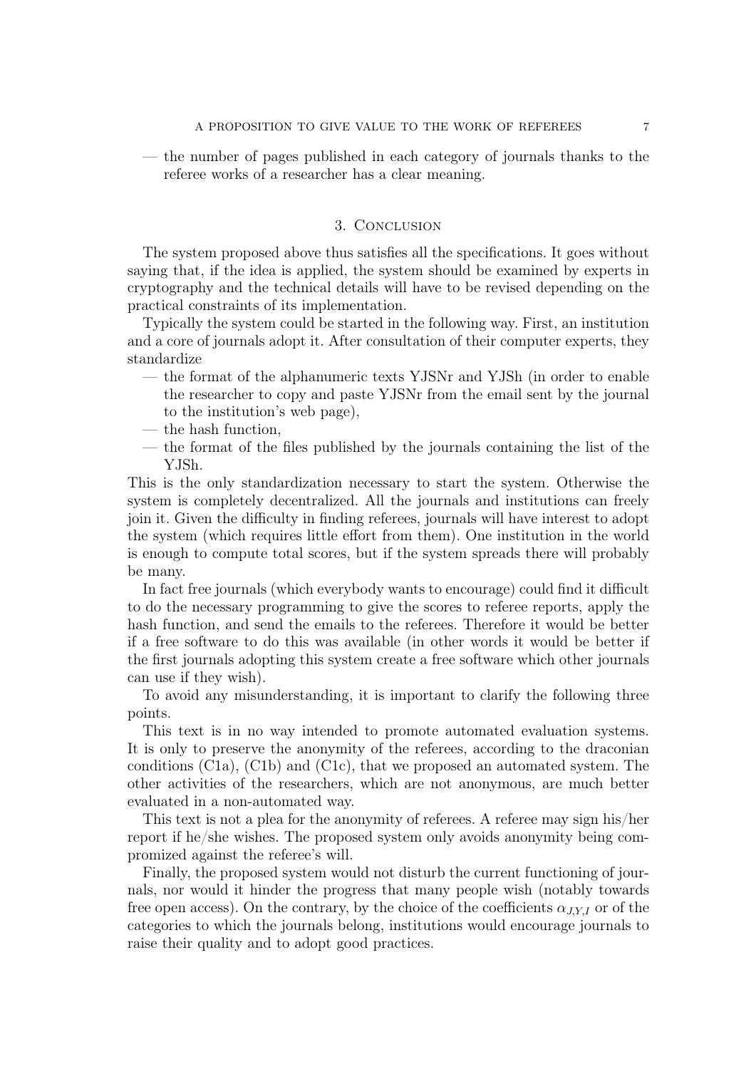— the number of pages published in each category of journals thanks to the referee works of a researcher has a clear meaning.

## 3. Conclusion

The system proposed above thus satisfies all the specifications. It goes without saying that, if the idea is applied, the system should be examined by experts in cryptography and the technical details will have to be revised depending on the practical constraints of its implementation.

Typically the system could be started in the following way. First, an institution and a core of journals adopt it. After consultation of their computer experts, they standardize

— the format of the alphanumeric texts YJSNr and YJSh (in order to enable the researcher to copy and paste YJSNr from the email sent by the journal to the institution's web page),

— the hash function,

— the format of the files published by the journals containing the list of the YJSh.

This is the only standardization necessary to start the system. Otherwise the system is completely decentralized. All the journals and institutions can freely join it. Given the difficulty in finding referees, journals will have interest to adopt the system (which requires little effort from them). One institution in the world is enough to compute total scores, but if the system spreads there will probably be many.

In fact free journals (which everybody wants to encourage) could find it difficult to do the necessary programming to give the scores to referee reports, apply the hash function, and send the emails to the referees. Therefore it would be better if a free software to do this was available (in other words it would be better if the first journals adopting this system create a free software which other journals can use if they wish).

To avoid any misunderstanding, it is important to clarify the following three points.

This text is in no way intended to promote automated evaluation systems. It is only to preserve the anonymity of the referees, according to the draconian conditions (C1a), (C1b) and (C1c), that we proposed an automated system. The other activities of the researchers, which are not anonymous, are much better evaluated in a non-automated way.

This text is not a plea for the anonymity of referees. A referee may sign his/her report if he/she wishes. The proposed system only avoids anonymity being compromized against the referee's will.

Finally, the proposed system would not disturb the current functioning of journals, nor would it hinder the progress that many people wish (notably towards free open access). On the contrary, by the choice of the coefficients $\alpha_{J,Y,I}$ or of the categories to which the journals belong, institutions would encourage journals to raise their quality and to adopt good practices.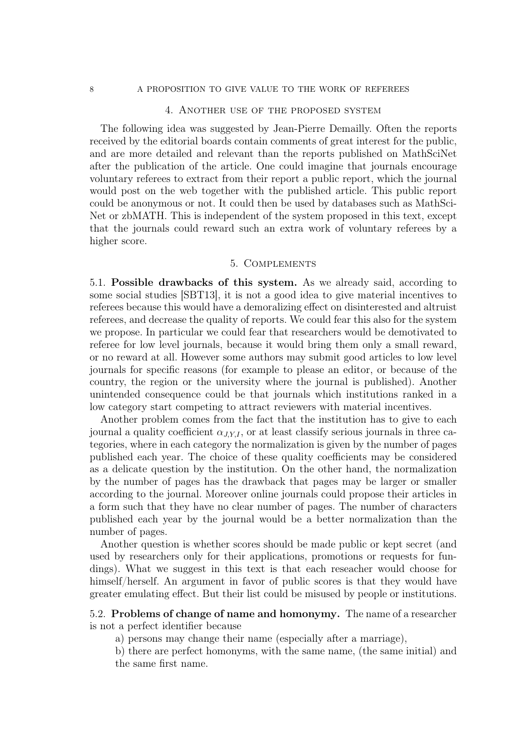## 4. Another use of the proposed system

The following idea was suggested by Jean-Pierre Demailly. Often the reports received by the editorial boards contain comments of great interest for the public, and are more detailed and relevant than the reports published on MathSciNet after the publication of the article. One could imagine that journals encourage voluntary referees to extract from their report a public report, which the journal would post on the web together with the published article. This public report could be anonymous or not. It could then be used by databases such as MathSciNet or zbMATH. This is independent of the system proposed in this text, except that the journals could reward such an extra work of voluntary referees by a higher score.

## 5. Complements

5.1. **Possible drawbacks of this system.** As we already said, according to some social studies [SBT13], it is not a good idea to give material incentives to referees because this would have a demoralizing effect on disinterested and altruist referees, and decrease the quality of reports. We could fear this also for the system we propose. In particular we could fear that researchers would be demotivated to referee for low level journals, because it would bring them only a small reward, or no reward at all. However some authors may submit good articles to low level journals for specific reasons (for example to please an editor, or because of the country, the region or the university where the journal is published). Another unintended consequence could be that journals which institutions ranked in a low category start competing to attract reviewers with material incentives.

Another problem comes from the fact that the institution has to give to each journal a quality coefficient $\alpha_{J,Y,I}$, or at least classify serious journals in three categories, where in each category the normalization is given by the number of pages published each year. The choice of these quality coefficients may be considered as a delicate question by the institution. On the other hand, the normalization by the number of pages has the drawback that pages may be larger or smaller according to the journal. Moreover online journals could propose their articles in a form such that they have no clear number of pages. The number of characters published each year by the journal would be a better normalization than the number of pages.

Another question is whether scores should be made public or kept secret (and used by researchers only for their applications, promotions or requests for fundings). What we suggest in this text is that each reseacher would choose for himself/herself. An argument in favor of public scores is that they would have greater emulating effect. But their list could be misused by people or institutions.

5.2. **Problems of change of name and homonymy.** The name of a researcher is not a perfect identifier because

a) persons may change their name (especially after a marriage),

b) there are perfect homonyms, with the same name, (the same initial) and the same first name.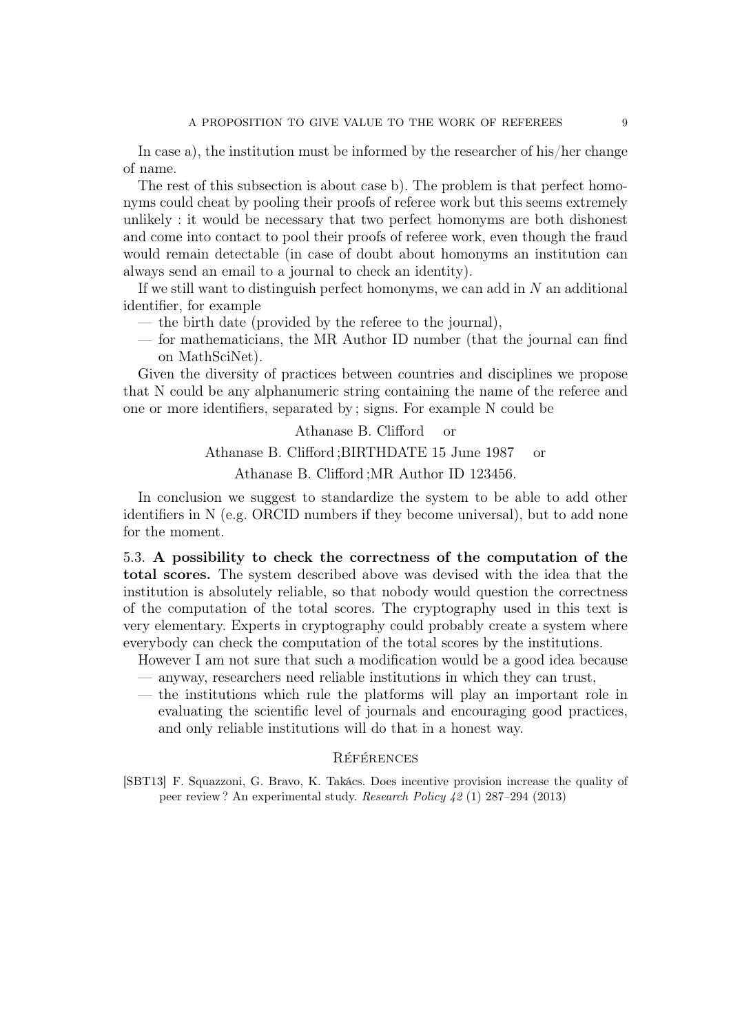In case a), the institution must be informed by the researcher of his/her change of name.

The rest of this subsection is about case b). The problem is that perfect homonyms could cheat by pooling their proofs of referee work but this seems extremely unlikely : it would be necessary that two perfect homonyms are both dishonest and come into contact to pool their proofs of referee work, even though the fraud would remain detectable (in case of doubt about homonyms an institution can always send an email to a journal to check an identity).

If we still want to distinguish perfect homonyms, we can add in $N$ an additional identifier, for example

— the birth date (provided by the referee to the journal),

— for mathematicians, the MR Author ID number (that the journal can find on MathSciNet).

Given the diversity of practices between countries and disciplines we propose that N could be any alphanumeric string containing the name of the referee and one or more identifiers, separated by ; signs. For example N could be

Athanase B. Clifford    or

Athanase B. Clifford ;BIRTHDATE 15 June 1987    or

Athanase B. Clifford ;MR Author ID 123456.

In conclusion we suggest to standardize the system to be able to add other identifiers in N (e.g. ORCID numbers if they become universal), but to add none for the moment.

5.3. **A possibility to check the correctness of the computation of the total scores.** The system described above was devised with the idea that the institution is absolutely reliable, so that nobody would question the correctness of the computation of the total scores. The cryptography used in this text is very elementary. Experts in cryptography could probably create a system where everybody can check the computation of the total scores by the institutions.

However I am not sure that such a modification would be a good idea because

— anyway, researchers need reliable institutions in which they can trust,

— the institutions which rule the platforms will play an important role in evaluating the scientific level of journals and encouraging good practices, and only reliable institutions will do that in a honest way.

## Références

[SBT13] F. Squazzoni, G. Bravo, K. Takács. Does incentive provision increase the quality of peer review ? An experimental study. *Research Policy 42* (1) 287–294 (2013)